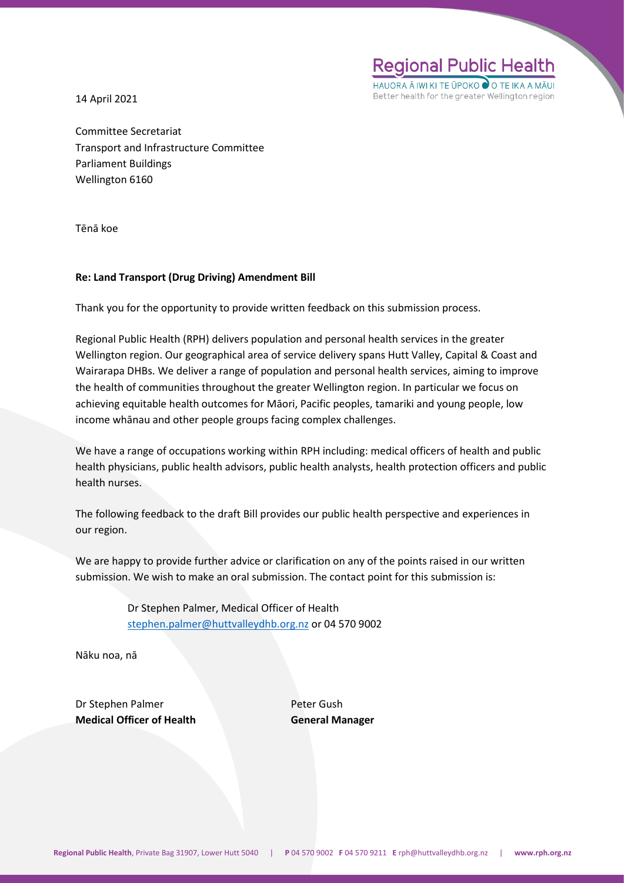Regional Public Health

HAUORA Ā IWI KI TE ŪPOKO O TE IKA A MĀUI

Better health for the greater Wellington region

14 April 2021

Committee Secretariat
Transport and Infrastructure Committee
Parliament Buildings
Wellington 6160

Tēnā koe

**Re: Land Transport (Drug Driving) Amendment Bill**

Thank you for the opportunity to provide written feedback on this submission process.

Regional Public Health (RPH) delivers population and personal health services in the greater Wellington region. Our geographical area of service delivery spans Hutt Valley, Capital & Coast and Wairarapa DHBs. We deliver a range of population and personal health services, aiming to improve the health of communities throughout the greater Wellington region. In particular we focus on achieving equitable health outcomes for Māori, Pacific peoples, tamariki and young people, low income whānau and other people groups facing complex challenges.

We have a range of occupations working within RPH including: medical officers of health and public health physicians, public health advisors, public health analysts, health protection officers and public health nurses.

The following feedback to the draft Bill provides our public health perspective and experiences in our region.

We are happy to provide further advice or clarification on any of the points raised in our written submission. We wish to make an oral submission. The contact point for this submission is:

Dr Stephen Palmer, Medical Officer of Health
stephen.palmer@huttvalleydhb.org.nz or 04 570 9002

Nāku noa, nā

Dr Stephen Palmer
**Medical Officer of Health**

Peter Gush
**General Manager**

**Regional Public Health**, Private Bag 31907, Lower Hutt 5040 | **P** 04 570 9002 **F** 04 570 9211 **E** rph@huttvalleydhb.org.nz | **www.rph.org.nz**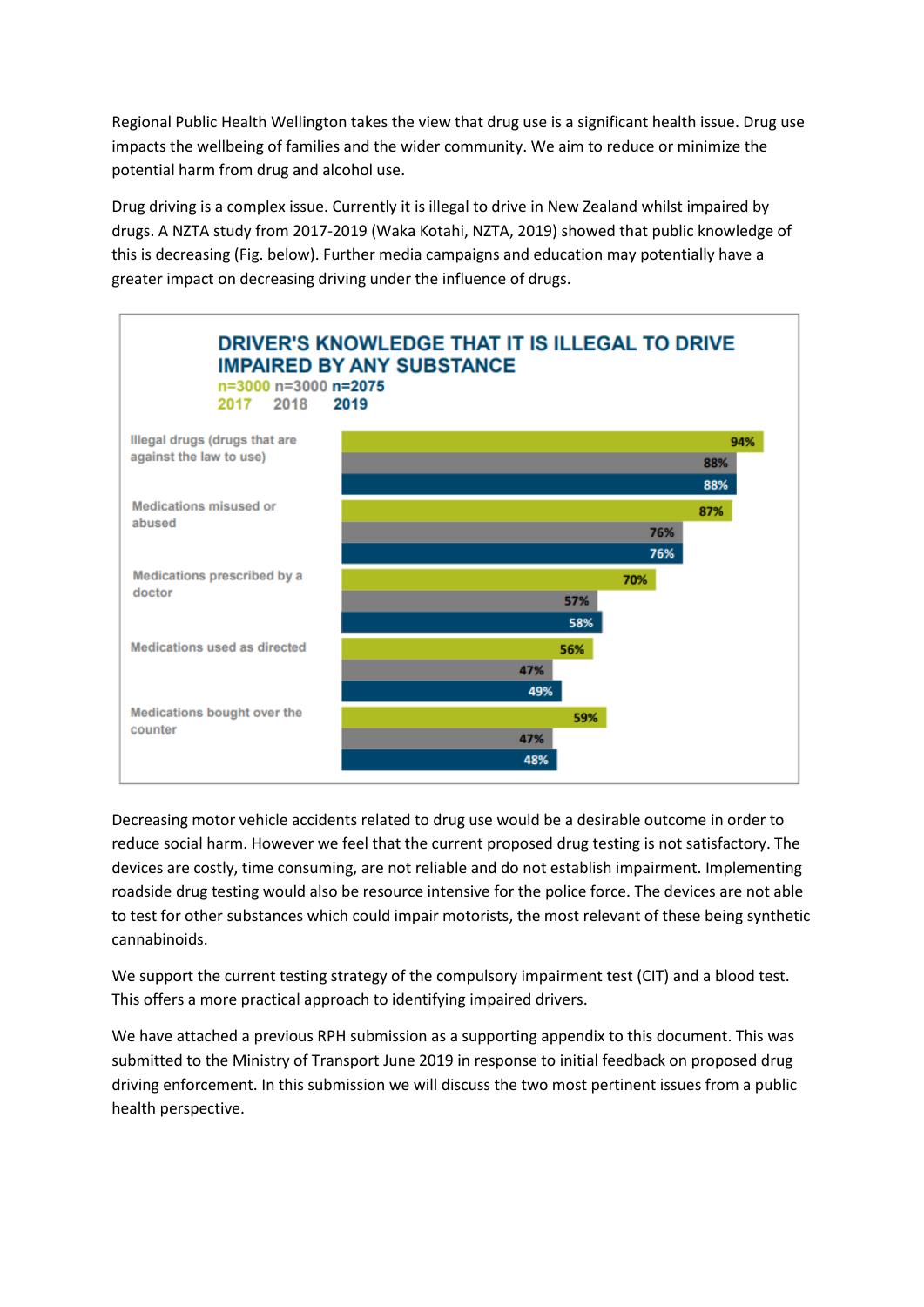Regional Public Health Wellington takes the view that drug use is a significant health issue. Drug use impacts the wellbeing of families and the wider community. We aim to reduce or minimize the potential harm from drug and alcohol use.

Drug driving is a complex issue. Currently it is illegal to drive in New Zealand whilst impaired by drugs. A NZTA study from 2017-2019 (Waka Kotahi, NZTA, 2019) showed that public knowledge of this is decreasing (Fig. below). Further media campaigns and education may potentially have a greater impact on decreasing driving under the influence of drugs.

DRIVER'S KNOWLEDGE THAT IT IS ILLEGAL TO DRIVE IMPAIRED BY ANY SUBSTANCE

n=3000 n=3000 n=2075
2017 2018 2019

Illegal drugs (drugs that are against the law to use)
94%
88%
88%

Medications misused or abused
87%
76%
76%

Medications prescribed by a doctor
70%
57%
58%

Medications used as directed
56%
47%
49%

Medications bought over the counter
59%
47%
48%

Decreasing motor vehicle accidents related to drug use would be a desirable outcome in order to reduce social harm. However we feel that the current proposed drug testing is not satisfactory. The devices are costly, time consuming, are not reliable and do not establish impairment. Implementing roadside drug testing would also be resource intensive for the police force. The devices are not able to test for other substances which could impair motorists, the most relevant of these being synthetic cannabinoids.

We support the current testing strategy of the compulsory impairment test (CIT) and a blood test. This offers a more practical approach to identifying impaired drivers.

We have attached a previous RPH submission as a supporting appendix to this document. This was submitted to the Ministry of Transport June 2019 in response to initial feedback on proposed drug driving enforcement. In this submission we will discuss the two most pertinent issues from a public health perspective.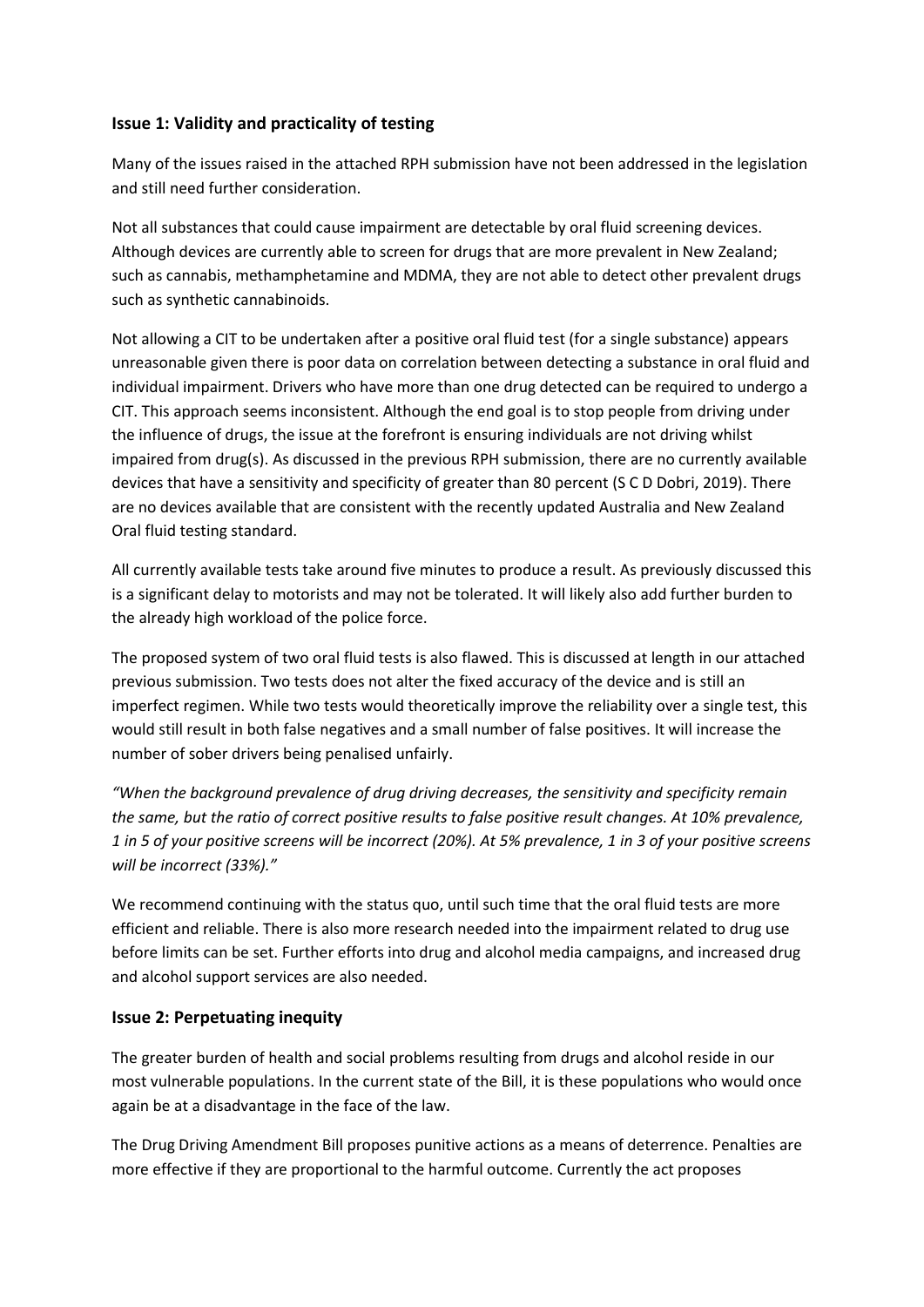### Issue 1: Validity and practicality of testing

Many of the issues raised in the attached RPH submission have not been addressed in the legislation and still need further consideration.

Not all substances that could cause impairment are detectable by oral fluid screening devices. Although devices are currently able to screen for drugs that are more prevalent in New Zealand; such as cannabis, methamphetamine and MDMA, they are not able to detect other prevalent drugs such as synthetic cannabinoids.

Not allowing a CIT to be undertaken after a positive oral fluid test (for a single substance) appears unreasonable given there is poor data on correlation between detecting a substance in oral fluid and individual impairment. Drivers who have more than one drug detected can be required to undergo a CIT. This approach seems inconsistent. Although the end goal is to stop people from driving under the influence of drugs, the issue at the forefront is ensuring individuals are not driving whilst impaired from drug(s). As discussed in the previous RPH submission, there are no currently available devices that have a sensitivity and specificity of greater than 80 percent (S C D Dobri, 2019). There are no devices available that are consistent with the recently updated Australia and New Zealand Oral fluid testing standard.

All currently available tests take around five minutes to produce a result. As previously discussed this is a significant delay to motorists and may not be tolerated. It will likely also add further burden to the already high workload of the police force.

The proposed system of two oral fluid tests is also flawed. This is discussed at length in our attached previous submission. Two tests does not alter the fixed accuracy of the device and is still an imperfect regimen. While two tests would theoretically improve the reliability over a single test, this would still result in both false negatives and a small number of false positives. It will increase the number of sober drivers being penalised unfairly.

*"When the background prevalence of drug driving decreases, the sensitivity and specificity remain the same, but the ratio of correct positive results to false positive result changes. At 10% prevalence, 1 in 5 of your positive screens will be incorrect (20%). At 5% prevalence, 1 in 3 of your positive screens will be incorrect (33%)."*

We recommend continuing with the status quo, until such time that the oral fluid tests are more efficient and reliable. There is also more research needed into the impairment related to drug use before limits can be set. Further efforts into drug and alcohol media campaigns, and increased drug and alcohol support services are also needed.

### Issue 2: Perpetuating inequity

The greater burden of health and social problems resulting from drugs and alcohol reside in our most vulnerable populations. In the current state of the Bill, it is these populations who would once again be at a disadvantage in the face of the law.

The Drug Driving Amendment Bill proposes punitive actions as a means of deterrence. Penalties are more effective if they are proportional to the harmful outcome. Currently the act proposes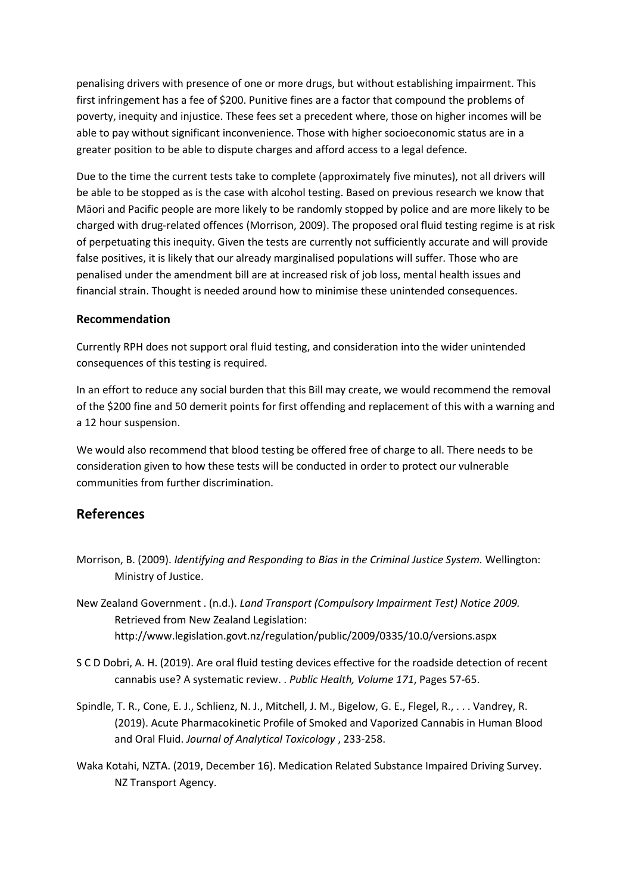penalising drivers with presence of one or more drugs, but without establishing impairment. This first infringement has a fee of $200. Punitive fines are a factor that compound the problems of poverty, inequity and injustice. These fees set a precedent where, those on higher incomes will be able to pay without significant inconvenience. Those with higher socioeconomic status are in a greater position to be able to dispute charges and afford access to a legal defence.

Due to the time the current tests take to complete (approximately five minutes), not all drivers will be able to be stopped as is the case with alcohol testing. Based on previous research we know that Māori and Pacific people are more likely to be randomly stopped by police and are more likely to be charged with drug-related offences (Morrison, 2009). The proposed oral fluid testing regime is at risk of perpetuating this inequity. Given the tests are currently not sufficiently accurate and will provide false positives, it is likely that our already marginalised populations will suffer. Those who are penalised under the amendment bill are at increased risk of job loss, mental health issues and financial strain. Thought is needed around how to minimise these unintended consequences.

### Recommendation

Currently RPH does not support oral fluid testing, and consideration into the wider unintended consequences of this testing is required.

In an effort to reduce any social burden that this Bill may create, we would recommend the removal of the $200 fine and 50 demerit points for first offending and replacement of this with a warning and a 12 hour suspension.

We would also recommend that blood testing be offered free of charge to all. There needs to be consideration given to how these tests will be conducted in order to protect our vulnerable communities from further discrimination.

## References

Morrison, B. (2009). *Identifying and Responding to Bias in the Criminal Justice System.* Wellington: Ministry of Justice.

New Zealand Government . (n.d.). *Land Transport (Compulsory Impairment Test) Notice 2009.* Retrieved from New Zealand Legislation: http://www.legislation.govt.nz/regulation/public/2009/0335/10.0/versions.aspx

S C D Dobri, A. H. (2019). Are oral fluid testing devices effective for the roadside detection of recent cannabis use? A systematic review. . *Public Health, Volume 171*, Pages 57-65.

Spindle, T. R., Cone, E. J., Schlienz, N. J., Mitchell, J. M., Bigelow, G. E., Flegel, R., . . . Vandrey, R. (2019). Acute Pharmacokinetic Profile of Smoked and Vaporized Cannabis in Human Blood and Oral Fluid. *Journal of Analytical Toxicology* , 233-258.

Waka Kotahi, NZTA. (2019, December 16). Medication Related Substance Impaired Driving Survey. NZ Transport Agency.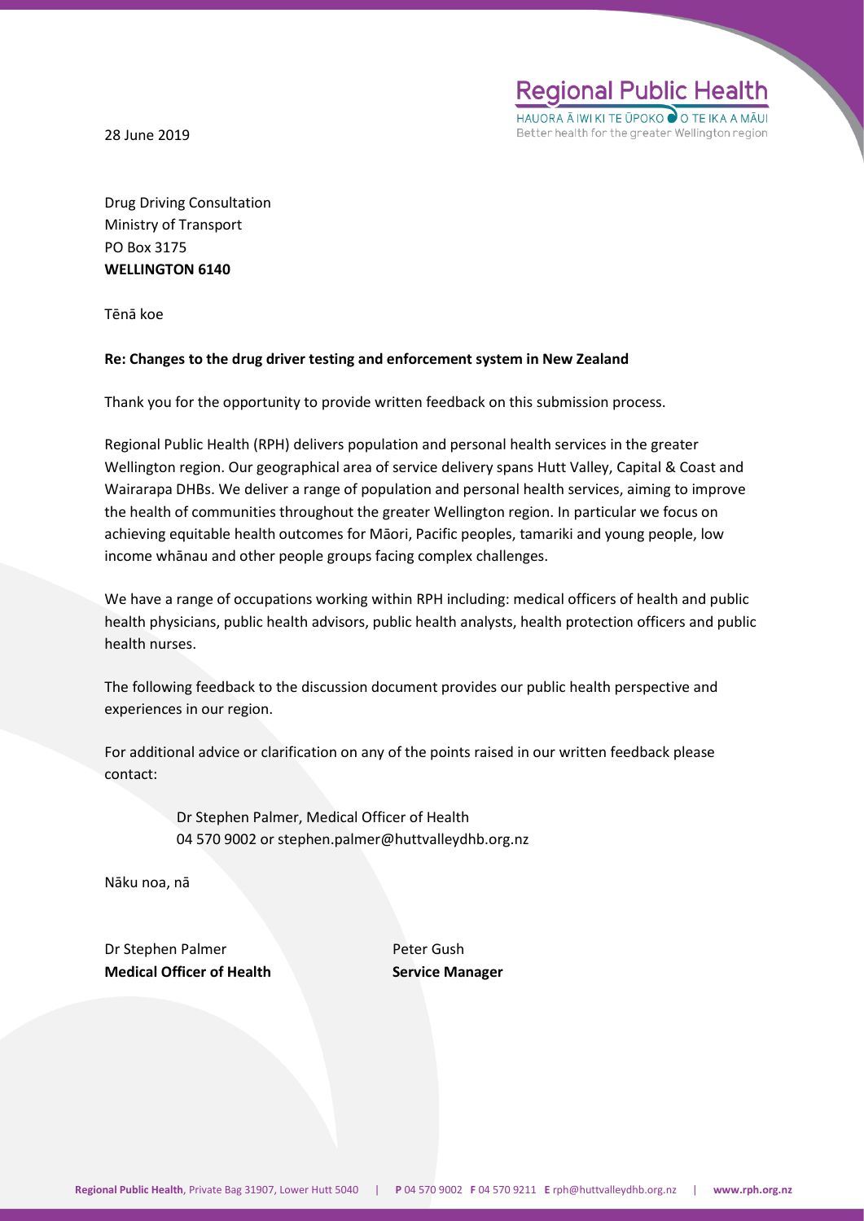28 June 2019

Drug Driving Consultation
Ministry of Transport
PO Box 3175
**WELLINGTON 6140**

Tēnā koe

**Re: Changes to the drug driver testing and enforcement system in New Zealand**

Thank you for the opportunity to provide written feedback on this submission process.

Regional Public Health (RPH) delivers population and personal health services in the greater Wellington region. Our geographical area of service delivery spans Hutt Valley, Capital & Coast and Wairarapa DHBs. We deliver a range of population and personal health services, aiming to improve the health of communities throughout the greater Wellington region. In particular we focus on achieving equitable health outcomes for Māori, Pacific peoples, tamariki and young people, low income whānau and other people groups facing complex challenges.

We have a range of occupations working within RPH including: medical officers of health and public health physicians, public health advisors, public health analysts, health protection officers and public health nurses.

The following feedback to the discussion document provides our public health perspective and experiences in our region.

For additional advice or clarification on any of the points raised in our written feedback please contact:

Dr Stephen Palmer, Medical Officer of Health
04 570 9002 or stephen.palmer@huttvalleydhb.org.nz

Nāku noa, nā

Dr Stephen Palmer
**Medical Officer of Health**

Peter Gush
**Service Manager**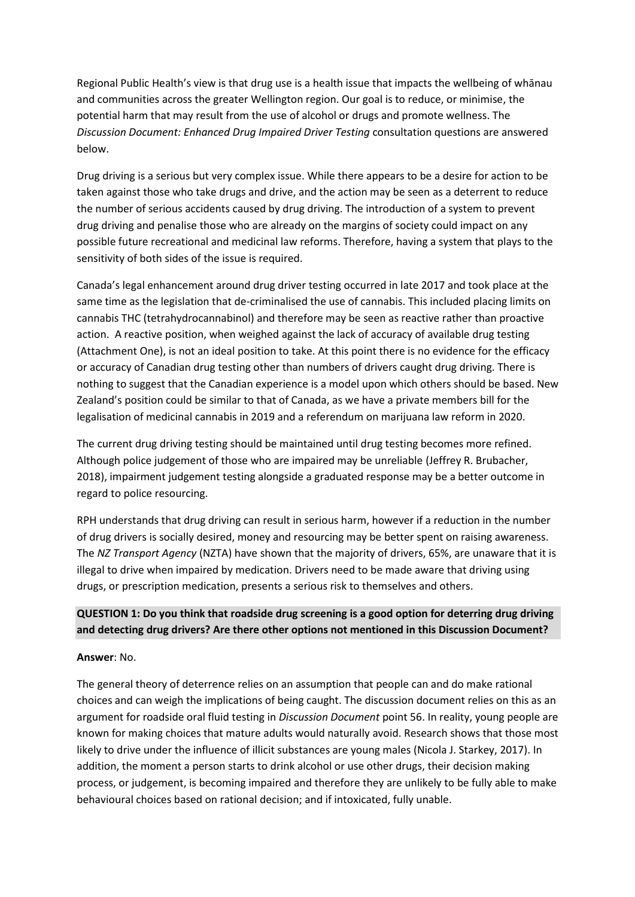Regional Public Health's view is that drug use is a health issue that impacts the wellbeing of whānau and communities across the greater Wellington region. Our goal is to reduce, or minimise, the potential harm that may result from the use of alcohol or drugs and promote wellness. The *Discussion Document: Enhanced Drug Impaired Driver Testing* consultation questions are answered below.

Drug driving is a serious but very complex issue. While there appears to be a desire for action to be taken against those who take drugs and drive, and the action may be seen as a deterrent to reduce the number of serious accidents caused by drug driving. The introduction of a system to prevent drug driving and penalise those who are already on the margins of society could impact on any possible future recreational and medicinal law reforms. Therefore, having a system that plays to the sensitivity of both sides of the issue is required.

Canada's legal enhancement around drug driver testing occurred in late 2017 and took place at the same time as the legislation that de-criminalised the use of cannabis. This included placing limits on cannabis THC (tetrahydrocannabinol) and therefore may be seen as reactive rather than proactive action. A reactive position, when weighed against the lack of accuracy of available drug testing (Attachment One), is not an ideal position to take. At this point there is no evidence for the efficacy or accuracy of Canadian drug testing other than numbers of drivers caught drug driving. There is nothing to suggest that the Canadian experience is a model upon which others should be based. New Zealand's position could be similar to that of Canada, as we have a private members bill for the legalisation of medicinal cannabis in 2019 and a referendum on marijuana law reform in 2020.

The current drug driving testing should be maintained until drug testing becomes more refined. Although police judgement of those who are impaired may be unreliable (Jeffrey R. Brubacher, 2018), impairment judgement testing alongside a graduated response may be a better outcome in regard to police resourcing.

RPH understands that drug driving can result in serious harm, however if a reduction in the number of drug drivers is socially desired, money and resourcing may be better spent on raising awareness. The *NZ Transport Agency* (NZTA) have shown that the majority of drivers, 65%, are unaware that it is illegal to drive when impaired by medication. Drivers need to be made aware that driving using drugs, or prescription medication, presents a serious risk to themselves and others.

**QUESTION 1: Do you think that roadside drug screening is a good option for deterring drug driving and detecting drug drivers? Are there other options not mentioned in this Discussion Document?**

**Answer**: No.

The general theory of deterrence relies on an assumption that people can and do make rational choices and can weigh the implications of being caught. The discussion document relies on this as an argument for roadside oral fluid testing in *Discussion Document* point 56. In reality, young people are known for making choices that mature adults would naturally avoid. Research shows that those most likely to drive under the influence of illicit substances are young males (Nicola J. Starkey, 2017). In addition, the moment a person starts to drink alcohol or use other drugs, their decision making process, or judgement, is becoming impaired and therefore they are unlikely to be fully able to make behavioural choices based on rational decision; and if intoxicated, fully unable.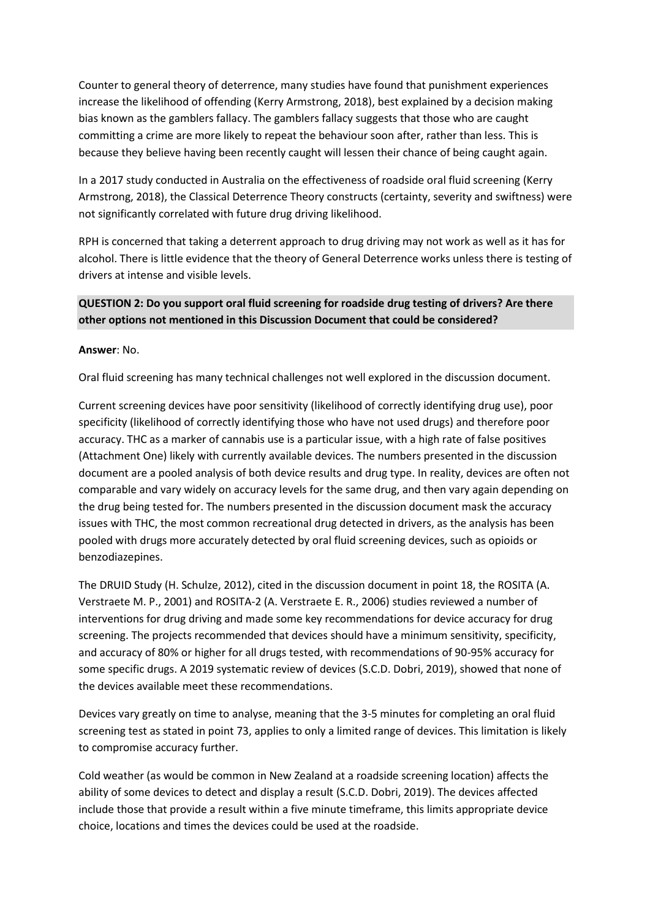Counter to general theory of deterrence, many studies have found that punishment experiences increase the likelihood of offending (Kerry Armstrong, 2018), best explained by a decision making bias known as the gamblers fallacy. The gamblers fallacy suggests that those who are caught committing a crime are more likely to repeat the behaviour soon after, rather than less. This is because they believe having been recently caught will lessen their chance of being caught again.

In a 2017 study conducted in Australia on the effectiveness of roadside oral fluid screening (Kerry Armstrong, 2018), the Classical Deterrence Theory constructs (certainty, severity and swiftness) were not significantly correlated with future drug driving likelihood.

RPH is concerned that taking a deterrent approach to drug driving may not work as well as it has for alcohol. There is little evidence that the theory of General Deterrence works unless there is testing of drivers at intense and visible levels.

**QUESTION 2: Do you support oral fluid screening for roadside drug testing of drivers? Are there other options not mentioned in this Discussion Document that could be considered?**

**Answer**: No.

Oral fluid screening has many technical challenges not well explored in the discussion document.

Current screening devices have poor sensitivity (likelihood of correctly identifying drug use), poor specificity (likelihood of correctly identifying those who have not used drugs) and therefore poor accuracy. THC as a marker of cannabis use is a particular issue, with a high rate of false positives (Attachment One) likely with currently available devices. The numbers presented in the discussion document are a pooled analysis of both device results and drug type. In reality, devices are often not comparable and vary widely on accuracy levels for the same drug, and then vary again depending on the drug being tested for. The numbers presented in the discussion document mask the accuracy issues with THC, the most common recreational drug detected in drivers, as the analysis has been pooled with drugs more accurately detected by oral fluid screening devices, such as opioids or benzodiazepines.

The DRUID Study (H. Schulze, 2012), cited in the discussion document in point 18, the ROSITA (A. Verstraete M. P., 2001) and ROSITA-2 (A. Verstraete E. R., 2006) studies reviewed a number of interventions for drug driving and made some key recommendations for device accuracy for drug screening. The projects recommended that devices should have a minimum sensitivity, specificity, and accuracy of 80% or higher for all drugs tested, with recommendations of 90-95% accuracy for some specific drugs. A 2019 systematic review of devices (S.C.D. Dobri, 2019), showed that none of the devices available meet these recommendations.

Devices vary greatly on time to analyse, meaning that the 3-5 minutes for completing an oral fluid screening test as stated in point 73, applies to only a limited range of devices. This limitation is likely to compromise accuracy further.

Cold weather (as would be common in New Zealand at a roadside screening location) affects the ability of some devices to detect and display a result (S.C.D. Dobri, 2019). The devices affected include those that provide a result within a five minute timeframe, this limits appropriate device choice, locations and times the devices could be used at the roadside.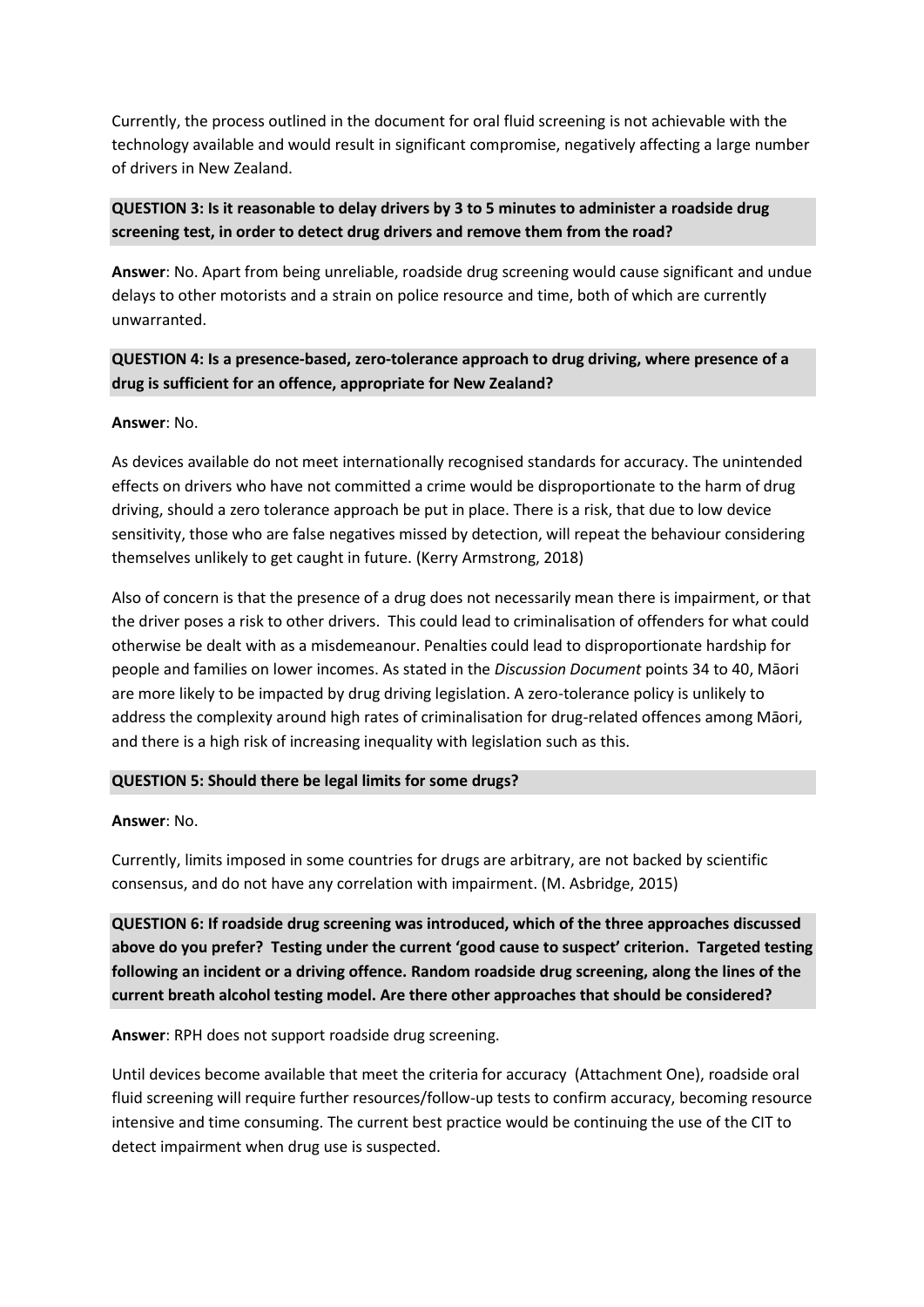Currently, the process outlined in the document for oral fluid screening is not achievable with the technology available and would result in significant compromise, negatively affecting a large number of drivers in New Zealand.

**QUESTION 3: Is it reasonable to delay drivers by 3 to 5 minutes to administer a roadside drug screening test, in order to detect drug drivers and remove them from the road?**

**Answer**: No. Apart from being unreliable, roadside drug screening would cause significant and undue delays to other motorists and a strain on police resource and time, both of which are currently unwarranted.

**QUESTION 4: Is a presence-based, zero-tolerance approach to drug driving, where presence of a drug is sufficient for an offence, appropriate for New Zealand?**

**Answer**: No.

As devices available do not meet internationally recognised standards for accuracy. The unintended effects on drivers who have not committed a crime would be disproportionate to the harm of drug driving, should a zero tolerance approach be put in place. There is a risk, that due to low device sensitivity, those who are false negatives missed by detection, will repeat the behaviour considering themselves unlikely to get caught in future. (Kerry Armstrong, 2018)

Also of concern is that the presence of a drug does not necessarily mean there is impairment, or that the driver poses a risk to other drivers. This could lead to criminalisation of offenders for what could otherwise be dealt with as a misdemeanour. Penalties could lead to disproportionate hardship for people and families on lower incomes. As stated in the *Discussion Document* points 34 to 40, Māori are more likely to be impacted by drug driving legislation. A zero-tolerance policy is unlikely to address the complexity around high rates of criminalisation for drug-related offences among Māori, and there is a high risk of increasing inequality with legislation such as this.

**QUESTION 5: Should there be legal limits for some drugs?**

**Answer**: No.

Currently, limits imposed in some countries for drugs are arbitrary, are not backed by scientific consensus, and do not have any correlation with impairment. (M. Asbridge, 2015)

**QUESTION 6: If roadside drug screening was introduced, which of the three approaches discussed above do you prefer? Testing under the current 'good cause to suspect' criterion. Targeted testing following an incident or a driving offence. Random roadside drug screening, along the lines of the current breath alcohol testing model. Are there other approaches that should be considered?**

**Answer**: RPH does not support roadside drug screening.

Until devices become available that meet the criteria for accuracy (Attachment One), roadside oral fluid screening will require further resources/follow-up tests to confirm accuracy, becoming resource intensive and time consuming. The current best practice would be continuing the use of the CIT to detect impairment when drug use is suspected.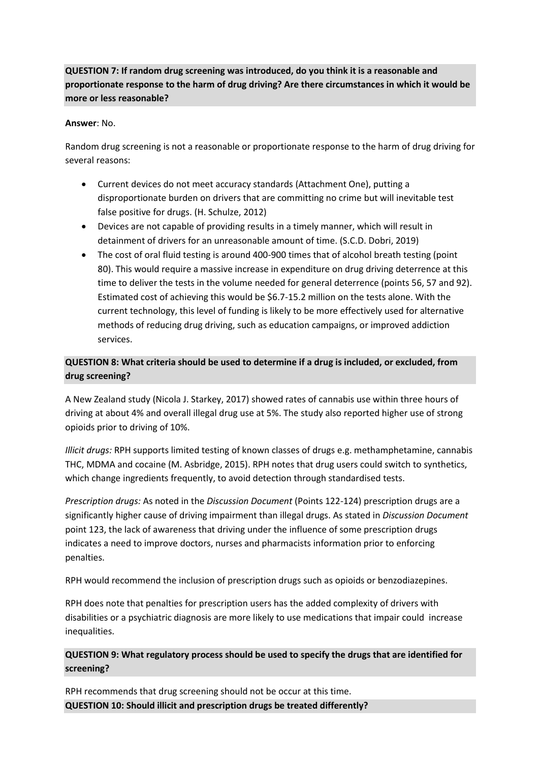**QUESTION 7: If random drug screening was introduced, do you think it is a reasonable and proportionate response to the harm of drug driving? Are there circumstances in which it would be more or less reasonable?**

**Answer**: No.

Random drug screening is not a reasonable or proportionate response to the harm of drug driving for several reasons:

- Current devices do not meet accuracy standards (Attachment One), putting a disproportionate burden on drivers that are committing no crime but will inevitable test false positive for drugs. (H. Schulze, 2012)
- Devices are not capable of providing results in a timely manner, which will result in detainment of drivers for an unreasonable amount of time. (S.C.D. Dobri, 2019)
- The cost of oral fluid testing is around 400-900 times that of alcohol breath testing (point 80). This would require a massive increase in expenditure on drug driving deterrence at this time to deliver the tests in the volume needed for general deterrence (points 56, 57 and 92). Estimated cost of achieving this would be $6.7-15.2 million on the tests alone. With the current technology, this level of funding is likely to be more effectively used for alternative methods of reducing drug driving, such as education campaigns, or improved addiction services.

**QUESTION 8: What criteria should be used to determine if a drug is included, or excluded, from drug screening?**

A New Zealand study (Nicola J. Starkey, 2017) showed rates of cannabis use within three hours of driving at about 4% and overall illegal drug use at 5%. The study also reported higher use of strong opioids prior to driving of 10%.

*Illicit drugs:* RPH supports limited testing of known classes of drugs e.g. methamphetamine, cannabis THC, MDMA and cocaine (M. Asbridge, 2015). RPH notes that drug users could switch to synthetics, which change ingredients frequently, to avoid detection through standardised tests.

*Prescription drugs:* As noted in the *Discussion Document* (Points 122-124) prescription drugs are a significantly higher cause of driving impairment than illegal drugs. As stated in *Discussion Document* point 123, the lack of awareness that driving under the influence of some prescription drugs indicates a need to improve doctors, nurses and pharmacists information prior to enforcing penalties.

RPH would recommend the inclusion of prescription drugs such as opioids or benzodiazepines.

RPH does note that penalties for prescription users has the added complexity of drivers with disabilities or a psychiatric diagnosis are more likely to use medications that impair could increase inequalities.

**QUESTION 9: What regulatory process should be used to specify the drugs that are identified for screening?**

RPH recommends that drug screening should not be occur at this time.

**QUESTION 10: Should illicit and prescription drugs be treated differently?**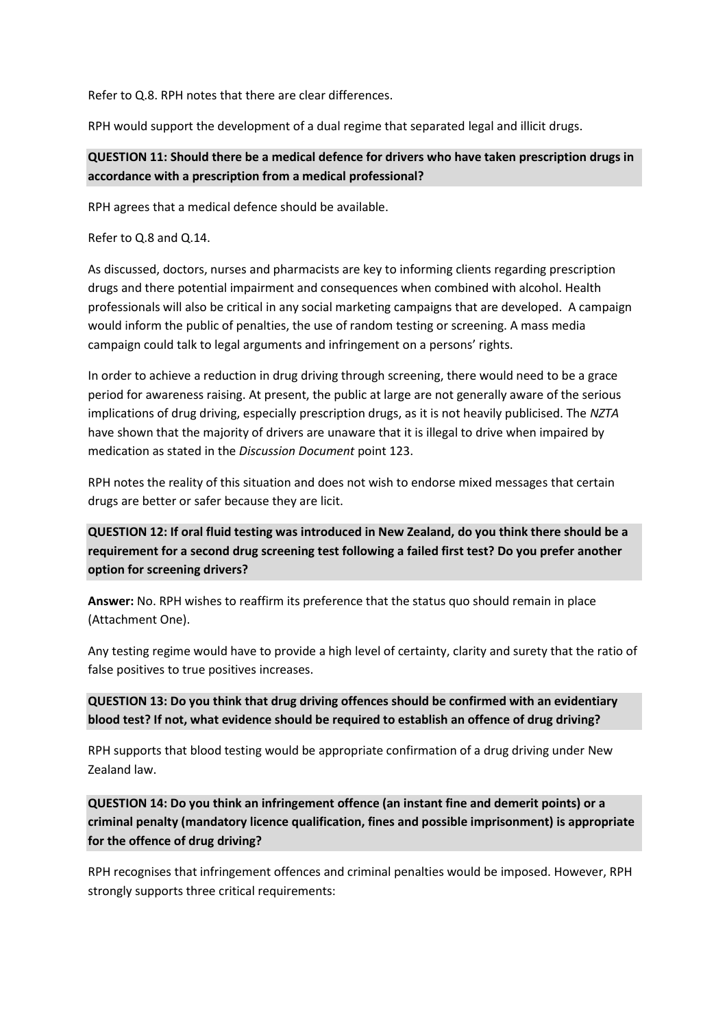Refer to Q.8. RPH notes that there are clear differences.

RPH would support the development of a dual regime that separated legal and illicit drugs.

**QUESTION 11: Should there be a medical defence for drivers who have taken prescription drugs in accordance with a prescription from a medical professional?**

RPH agrees that a medical defence should be available.

Refer to Q.8 and Q.14.

As discussed, doctors, nurses and pharmacists are key to informing clients regarding prescription drugs and there potential impairment and consequences when combined with alcohol. Health professionals will also be critical in any social marketing campaigns that are developed. A campaign would inform the public of penalties, the use of random testing or screening. A mass media campaign could talk to legal arguments and infringement on a persons' rights.

In order to achieve a reduction in drug driving through screening, there would need to be a grace period for awareness raising. At present, the public at large are not generally aware of the serious implications of drug driving, especially prescription drugs, as it is not heavily publicised. The *NZTA* have shown that the majority of drivers are unaware that it is illegal to drive when impaired by medication as stated in the *Discussion Document* point 123.

RPH notes the reality of this situation and does not wish to endorse mixed messages that certain drugs are better or safer because they are licit.

**QUESTION 12: If oral fluid testing was introduced in New Zealand, do you think there should be a requirement for a second drug screening test following a failed first test? Do you prefer another option for screening drivers?**

**Answer:** No. RPH wishes to reaffirm its preference that the status quo should remain in place (Attachment One).

Any testing regime would have to provide a high level of certainty, clarity and surety that the ratio of false positives to true positives increases.

**QUESTION 13: Do you think that drug driving offences should be confirmed with an evidentiary blood test? If not, what evidence should be required to establish an offence of drug driving?**

RPH supports that blood testing would be appropriate confirmation of a drug driving under New Zealand law.

**QUESTION 14: Do you think an infringement offence (an instant fine and demerit points) or a criminal penalty (mandatory licence qualification, fines and possible imprisonment) is appropriate for the offence of drug driving?**

RPH recognises that infringement offences and criminal penalties would be imposed. However, RPH strongly supports three critical requirements: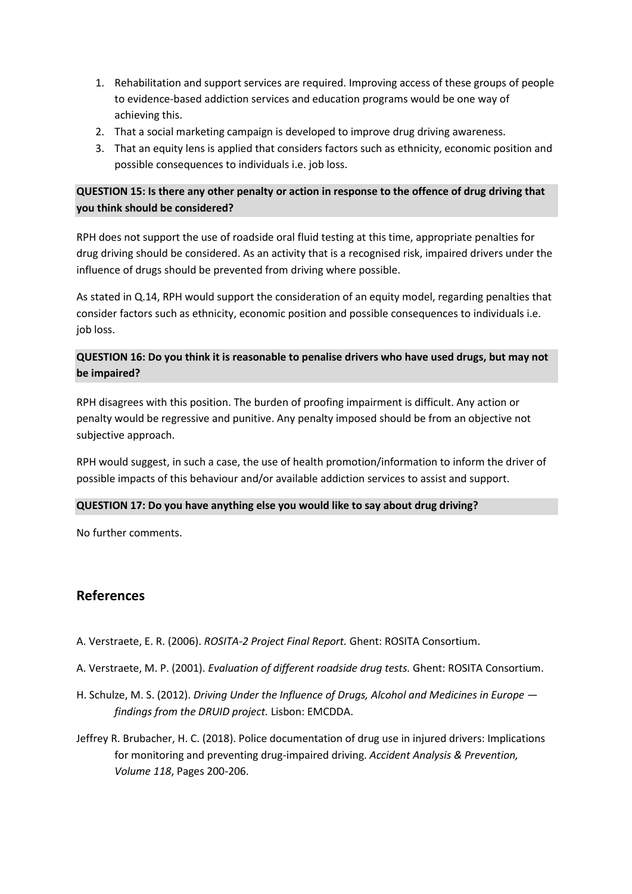1. Rehabilitation and support services are required. Improving access of these groups of people to evidence-based addiction services and education programs would be one way of achieving this.
2. That a social marketing campaign is developed to improve drug driving awareness.
3. That an equity lens is applied that considers factors such as ethnicity, economic position and possible consequences to individuals i.e. job loss.

**QUESTION 15: Is there any other penalty or action in response to the offence of drug driving that you think should be considered?**

RPH does not support the use of roadside oral fluid testing at this time, appropriate penalties for drug driving should be considered. As an activity that is a recognised risk, impaired drivers under the influence of drugs should be prevented from driving where possible.

As stated in Q.14, RPH would support the consideration of an equity model, regarding penalties that consider factors such as ethnicity, economic position and possible consequences to individuals i.e. job loss.

**QUESTION 16: Do you think it is reasonable to penalise drivers who have used drugs, but may not be impaired?**

RPH disagrees with this position. The burden of proofing impairment is difficult. Any action or penalty would be regressive and punitive. Any penalty imposed should be from an objective not subjective approach.

RPH would suggest, in such a case, the use of health promotion/information to inform the driver of possible impacts of this behaviour and/or available addiction services to assist and support.

**QUESTION 17: Do you have anything else you would like to say about drug driving?**

No further comments.

## References

A. Verstraete, E. R. (2006). *ROSITA-2 Project Final Report.* Ghent: ROSITA Consortium.

A. Verstraete, M. P. (2001). *Evaluation of different roadside drug tests.* Ghent: ROSITA Consortium.

H. Schulze, M. S. (2012). *Driving Under the Influence of Drugs, Alcohol and Medicines in Europe — findings from the DRUID project.* Lisbon: EMCDDA.

Jeffrey R. Brubacher, H. C. (2018). Police documentation of drug use in injured drivers: Implications for monitoring and preventing drug-impaired driving. *Accident Analysis & Prevention, Volume 118*, Pages 200-206.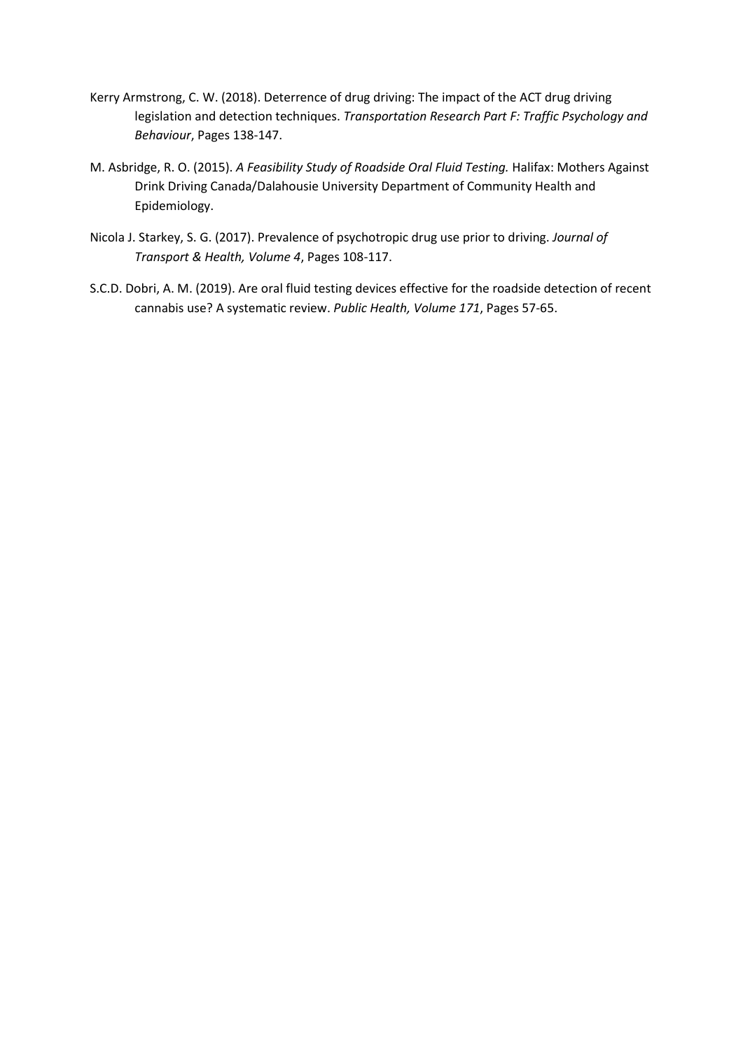Kerry Armstrong, C. W. (2018). Deterrence of drug driving: The impact of the ACT drug driving legislation and detection techniques. *Transportation Research Part F: Traffic Psychology and Behaviour*, Pages 138-147.

M. Asbridge, R. O. (2015). *A Feasibility Study of Roadside Oral Fluid Testing.* Halifax: Mothers Against Drink Driving Canada/Dalahousie University Department of Community Health and Epidemiology.

Nicola J. Starkey, S. G. (2017). Prevalence of psychotropic drug use prior to driving. *Journal of Transport & Health, Volume 4*, Pages 108-117.

S.C.D. Dobri, A. M. (2019). Are oral fluid testing devices effective for the roadside detection of recent cannabis use? A systematic review. *Public Health, Volume 171*, Pages 57-65.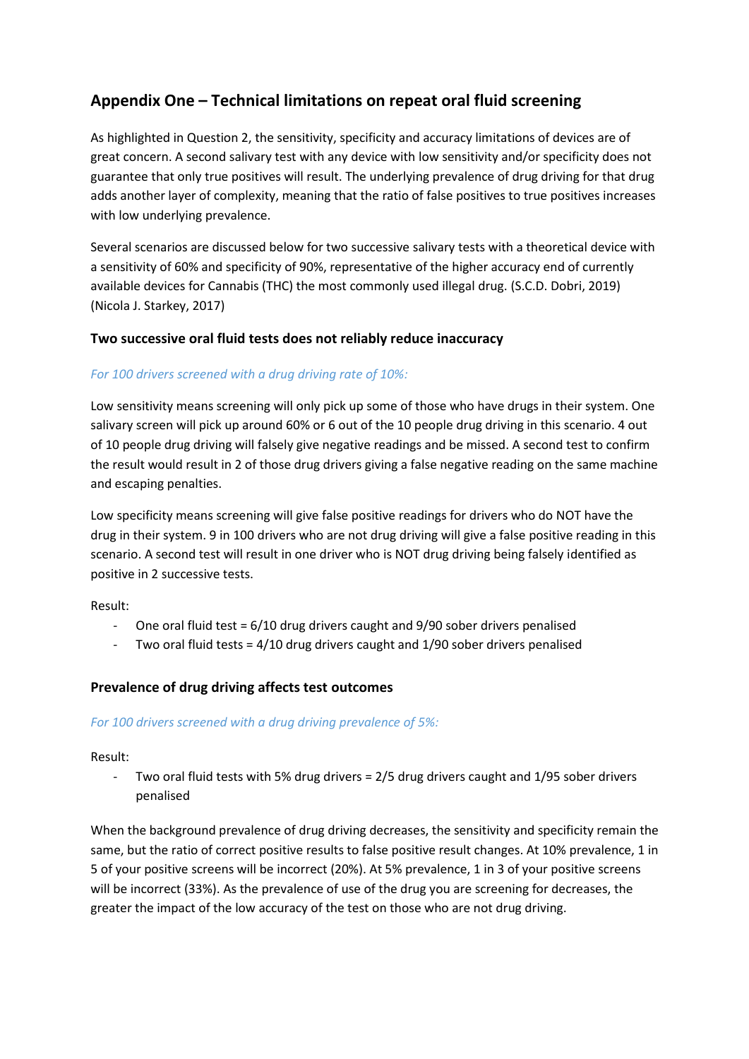## Appendix One – Technical limitations on repeat oral fluid screening

As highlighted in Question 2, the sensitivity, specificity and accuracy limitations of devices are of great concern. A second salivary test with any device with low sensitivity and/or specificity does not guarantee that only true positives will result. The underlying prevalence of drug driving for that drug adds another layer of complexity, meaning that the ratio of false positives to true positives increases with low underlying prevalence.

Several scenarios are discussed below for two successive salivary tests with a theoretical device with a sensitivity of 60% and specificity of 90%, representative of the higher accuracy end of currently available devices for Cannabis (THC) the most commonly used illegal drug. (S.C.D. Dobri, 2019) (Nicola J. Starkey, 2017)

### Two successive oral fluid tests does not reliably reduce inaccuracy

*For 100 drivers screened with a drug driving rate of 10%:*

Low sensitivity means screening will only pick up some of those who have drugs in their system. One salivary screen will pick up around 60% or 6 out of the 10 people drug driving in this scenario. 4 out of 10 people drug driving will falsely give negative readings and be missed. A second test to confirm the result would result in 2 of those drug drivers giving a false negative reading on the same machine and escaping penalties.

Low specificity means screening will give false positive readings for drivers who do NOT have the drug in their system. 9 in 100 drivers who are not drug driving will give a false positive reading in this scenario. A second test will result in one driver who is NOT drug driving being falsely identified as positive in 2 successive tests.

Result:

- One oral fluid test = 6/10 drug drivers caught and 9/90 sober drivers penalised
- Two oral fluid tests = 4/10 drug drivers caught and 1/90 sober drivers penalised

### Prevalence of drug driving affects test outcomes

*For 100 drivers screened with a drug driving prevalence of 5%:*

Result:

- Two oral fluid tests with 5% drug drivers = 2/5 drug drivers caught and 1/95 sober drivers penalised

When the background prevalence of drug driving decreases, the sensitivity and specificity remain the same, but the ratio of correct positive results to false positive result changes. At 10% prevalence, 1 in 5 of your positive screens will be incorrect (20%). At 5% prevalence, 1 in 3 of your positive screens will be incorrect (33%). As the prevalence of use of the drug you are screening for decreases, the greater the impact of the low accuracy of the test on those who are not drug driving.